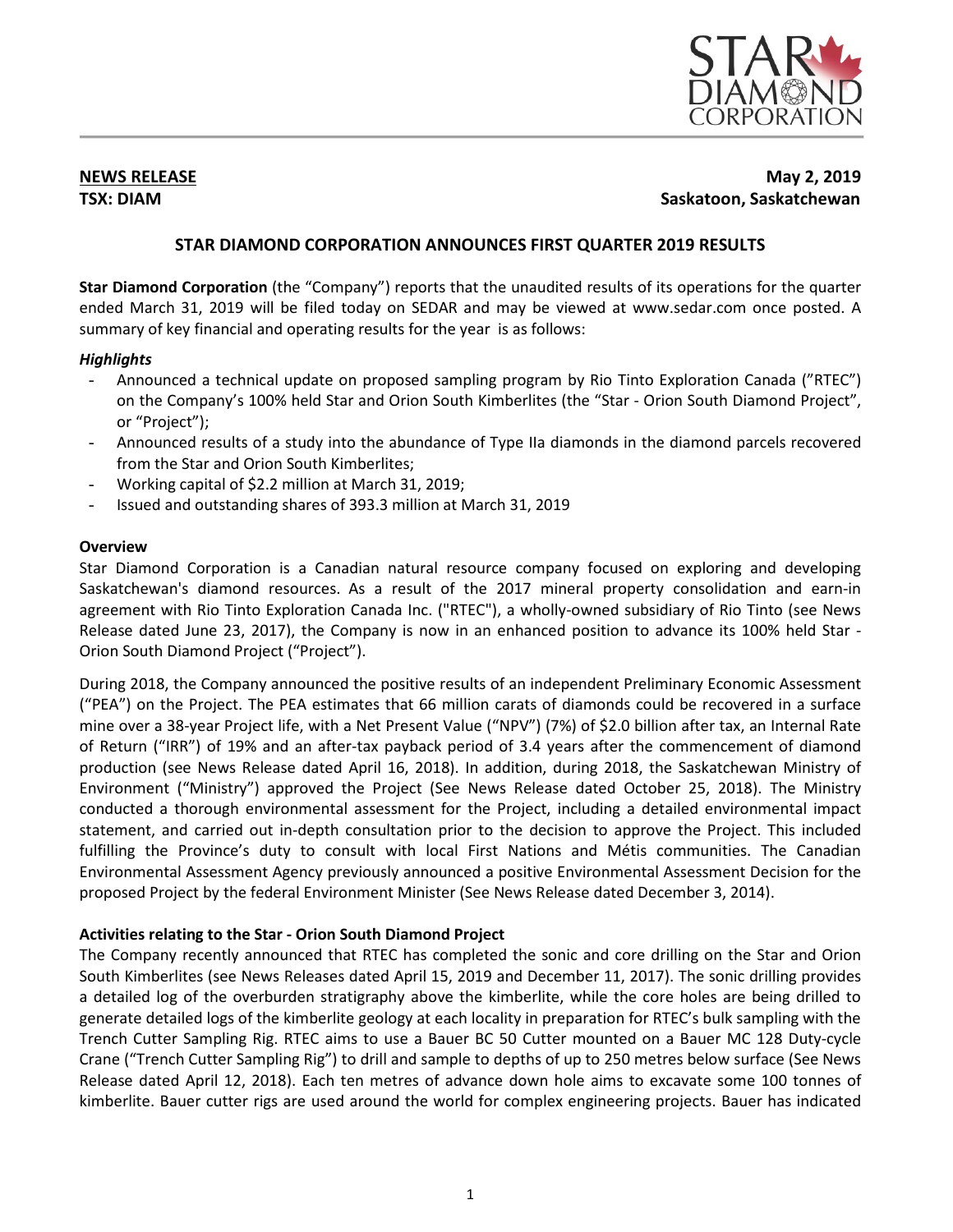**NEWS RELEASE**
**TSX: DIAM**

**May 2, 2019**
**Saskatoon, Saskatchewan**

## STAR DIAMOND CORPORATION ANNOUNCES FIRST QUARTER 2019 RESULTS

**Star Diamond Corporation** (the "Company") reports that the unaudited results of its operations for the quarter ended March 31, 2019 will be filed today on SEDAR and may be viewed at www.sedar.com once posted. A summary of key financial and operating results for the year is as follows:

### *Highlights*

- Announced a technical update on proposed sampling program by Rio Tinto Exploration Canada ("RTEC") on the Company's 100% held Star and Orion South Kimberlites (the "Star - Orion South Diamond Project", or "Project");
- Announced results of a study into the abundance of Type IIa diamonds in the diamond parcels recovered from the Star and Orion South Kimberlites;
- Working capital of $2.2 million at March 31, 2019;
- Issued and outstanding shares of 393.3 million at March 31, 2019

### Overview

Star Diamond Corporation is a Canadian natural resource company focused on exploring and developing Saskatchewan's diamond resources. As a result of the 2017 mineral property consolidation and earn-in agreement with Rio Tinto Exploration Canada Inc. ("RTEC"), a wholly-owned subsidiary of Rio Tinto (see News Release dated June 23, 2017), the Company is now in an enhanced position to advance its 100% held Star - Orion South Diamond Project ("Project").

During 2018, the Company announced the positive results of an independent Preliminary Economic Assessment ("PEA") on the Project. The PEA estimates that 66 million carats of diamonds could be recovered in a surface mine over a 38-year Project life, with a Net Present Value ("NPV") (7%) of $2.0 billion after tax, an Internal Rate of Return ("IRR") of 19% and an after-tax payback period of 3.4 years after the commencement of diamond production (see News Release dated April 16, 2018). In addition, during 2018, the Saskatchewan Ministry of Environment ("Ministry") approved the Project (See News Release dated October 25, 2018). The Ministry conducted a thorough environmental assessment for the Project, including a detailed environmental impact statement, and carried out in-depth consultation prior to the decision to approve the Project. This included fulfilling the Province's duty to consult with local First Nations and Métis communities. The Canadian Environmental Assessment Agency previously announced a positive Environmental Assessment Decision for the proposed Project by the federal Environment Minister (See News Release dated December 3, 2014).

### Activities relating to the Star - Orion South Diamond Project

The Company recently announced that RTEC has completed the sonic and core drilling on the Star and Orion South Kimberlites (see News Releases dated April 15, 2019 and December 11, 2017). The sonic drilling provides a detailed log of the overburden stratigraphy above the kimberlite, while the core holes are being drilled to generate detailed logs of the kimberlite geology at each locality in preparation for RTEC's bulk sampling with the Trench Cutter Sampling Rig. RTEC aims to use a Bauer BC 50 Cutter mounted on a Bauer MC 128 Duty-cycle Crane ("Trench Cutter Sampling Rig") to drill and sample to depths of up to 250 metres below surface (See News Release dated April 12, 2018). Each ten metres of advance down hole aims to excavate some 100 tonnes of kimberlite. Bauer cutter rigs are used around the world for complex engineering projects. Bauer has indicated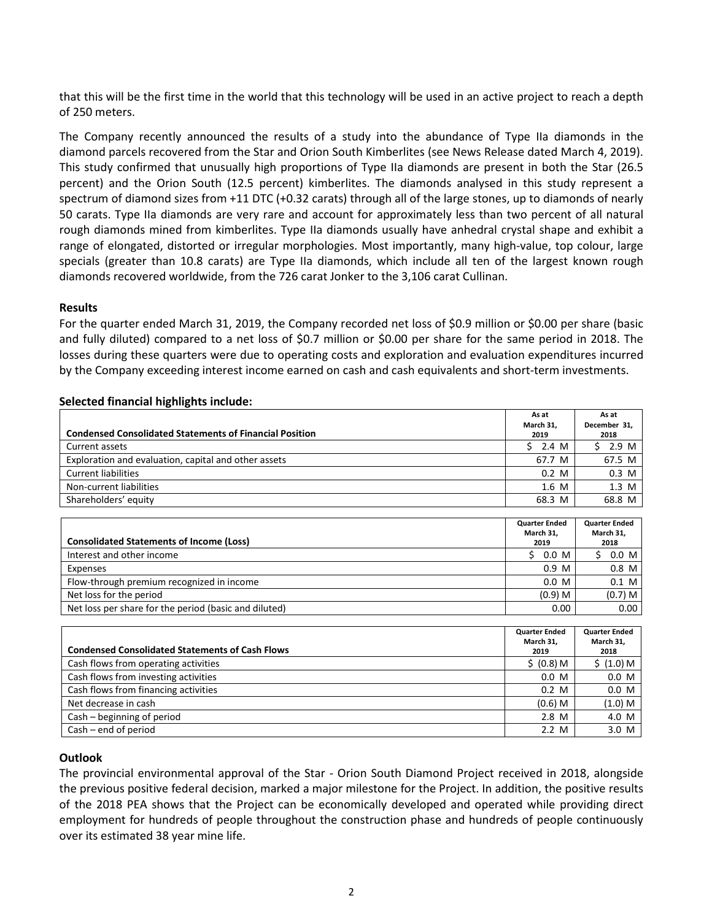that this will be the first time in the world that this technology will be used in an active project to reach a depth of 250 meters.

The Company recently announced the results of a study into the abundance of Type IIa diamonds in the diamond parcels recovered from the Star and Orion South Kimberlites (see News Release dated March 4, 2019). This study confirmed that unusually high proportions of Type IIa diamonds are present in both the Star (26.5 percent) and the Orion South (12.5 percent) kimberlites. The diamonds analysed in this study represent a spectrum of diamond sizes from +11 DTC (+0.32 carats) through all of the large stones, up to diamonds of nearly 50 carats. Type IIa diamonds are very rare and account for approximately less than two percent of all natural rough diamonds mined from kimberlites. Type IIa diamonds usually have anhedral crystal shape and exhibit a range of elongated, distorted or irregular morphologies. Most importantly, many high-value, top colour, large specials (greater than 10.8 carats) are Type IIa diamonds, which include all ten of the largest known rough diamonds recovered worldwide, from the 726 carat Jonker to the 3,106 carat Cullinan.

**Results**

For the quarter ended March 31, 2019, the Company recorded net loss of $0.9 million or $0.00 per share (basic and fully diluted) compared to a net loss of $0.7 million or $0.00 per share for the same period in 2018. The losses during these quarters were due to operating costs and exploration and evaluation expenditures incurred by the Company exceeding interest income earned on cash and cash equivalents and short-term investments.

**Selected financial highlights include:**

| Condensed Consolidated Statements of Financial Position | As at March 31, 2019 | As at December 31, 2018 |
|---|---|---|
| Current assets | $ 2.4 M | $ 2.9 M |
| Exploration and evaluation, capital and other assets | 67.7 M | 67.5 M |
| Current liabilities | 0.2 M | 0.3 M |
| Non-current liabilities | 1.6 M | 1.3 M |
| Shareholders' equity | 68.3 M | 68.8 M |

| Consolidated Statements of Income (Loss) | Quarter Ended March 31, 2019 | Quarter Ended March 31, 2018 |
|---|---|---|
| Interest and other income | $ 0.0 M | $ 0.0 M |
| Expenses | 0.9 M | 0.8 M |
| Flow-through premium recognized in income | 0.0 M | 0.1 M |
| Net loss for the period | (0.9) M | (0.7) M |
| Net loss per share for the period (basic and diluted) | 0.00 | 0.00 |

| Condensed Consolidated Statements of Cash Flows | Quarter Ended March 31, 2019 | Quarter Ended March 31, 2018 |
|---|---|---|
| Cash flows from operating activities | $ (0.8) M | $ (1.0) M |
| Cash flows from investing activities | 0.0 M | 0.0 M |
| Cash flows from financing activities | 0.2 M | 0.0 M |
| Net decrease in cash | (0.6) M | (1.0) M |
| Cash – beginning of period | 2.8 M | 4.0 M |
| Cash – end of period | 2.2 M | 3.0 M |

**Outlook**

The provincial environmental approval of the Star - Orion South Diamond Project received in 2018, alongside the previous positive federal decision, marked a major milestone for the Project. In addition, the positive results of the 2018 PEA shows that the Project can be economically developed and operated while providing direct employment for hundreds of people throughout the construction phase and hundreds of people continuously over its estimated 38 year mine life.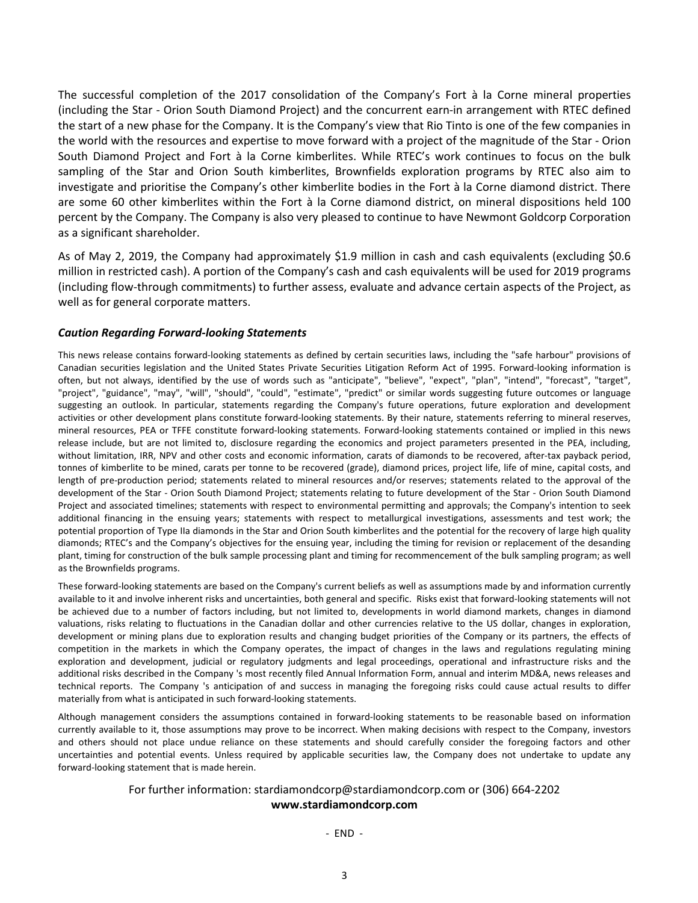The successful completion of the 2017 consolidation of the Company's Fort à la Corne mineral properties (including the Star - Orion South Diamond Project) and the concurrent earn-in arrangement with RTEC defined the start of a new phase for the Company. It is the Company's view that Rio Tinto is one of the few companies in the world with the resources and expertise to move forward with a project of the magnitude of the Star - Orion South Diamond Project and Fort à la Corne kimberlites. While RTEC's work continues to focus on the bulk sampling of the Star and Orion South kimberlites, Brownfields exploration programs by RTEC also aim to investigate and prioritise the Company's other kimberlite bodies in the Fort à la Corne diamond district. There are some 60 other kimberlites within the Fort à la Corne diamond district, on mineral dispositions held 100 percent by the Company. The Company is also very pleased to continue to have Newmont Goldcorp Corporation as a significant shareholder.

As of May 2, 2019, the Company had approximately $1.9 million in cash and cash equivalents (excluding $0.6 million in restricted cash). A portion of the Company's cash and cash equivalents will be used for 2019 programs (including flow-through commitments) to further assess, evaluate and advance certain aspects of the Project, as well as for general corporate matters.

### *Caution Regarding Forward-looking Statements*

This news release contains forward-looking statements as defined by certain securities laws, including the "safe harbour" provisions of Canadian securities legislation and the United States Private Securities Litigation Reform Act of 1995. Forward-looking information is often, but not always, identified by the use of words such as "anticipate", "believe", "expect", "plan", "intend", "forecast", "target", "project", "guidance", "may", "will", "should", "could", "estimate", "predict" or similar words suggesting future outcomes or language suggesting an outlook. In particular, statements regarding the Company's future operations, future exploration and development activities or other development plans constitute forward-looking statements. By their nature, statements referring to mineral reserves, mineral resources, PEA or TFFE constitute forward-looking statements. Forward-looking statements contained or implied in this news release include, but are not limited to, disclosure regarding the economics and project parameters presented in the PEA, including, without limitation, IRR, NPV and other costs and economic information, carats of diamonds to be recovered, after-tax payback period, tonnes of kimberlite to be mined, carats per tonne to be recovered (grade), diamond prices, project life, life of mine, capital costs, and length of pre-production period; statements related to mineral resources and/or reserves; statements related to the approval of the development of the Star - Orion South Diamond Project; statements relating to future development of the Star - Orion South Diamond Project and associated timelines; statements with respect to environmental permitting and approvals; the Company's intention to seek additional financing in the ensuing years; statements with respect to metallurgical investigations, assessments and test work; the potential proportion of Type IIa diamonds in the Star and Orion South kimberlites and the potential for the recovery of large high quality diamonds; RTEC's and the Company's objectives for the ensuing year, including the timing for revision or replacement of the desanding plant, timing for construction of the bulk sample processing plant and timing for recommencement of the bulk sampling program; as well as the Brownfields programs.

These forward-looking statements are based on the Company's current beliefs as well as assumptions made by and information currently available to it and involve inherent risks and uncertainties, both general and specific. Risks exist that forward-looking statements will not be achieved due to a number of factors including, but not limited to, developments in world diamond markets, changes in diamond valuations, risks relating to fluctuations in the Canadian dollar and other currencies relative to the US dollar, changes in exploration, development or mining plans due to exploration results and changing budget priorities of the Company or its partners, the effects of competition in the markets in which the Company operates, the impact of changes in the laws and regulations regulating mining exploration and development, judicial or regulatory judgments and legal proceedings, operational and infrastructure risks and the additional risks described in the Company 's most recently filed Annual Information Form, annual and interim MD&A, news releases and technical reports. The Company 's anticipation of and success in managing the foregoing risks could cause actual results to differ materially from what is anticipated in such forward-looking statements.

Although management considers the assumptions contained in forward-looking statements to be reasonable based on information currently available to it, those assumptions may prove to be incorrect. When making decisions with respect to the Company, investors and others should not place undue reliance on these statements and should carefully consider the foregoing factors and other uncertainties and potential events. Unless required by applicable securities law, the Company does not undertake to update any forward-looking statement that is made herein.

For further information: stardiamondcorp@stardiamondcorp.com or (306) 664-2202
**www.stardiamondcorp.com**

\- END -